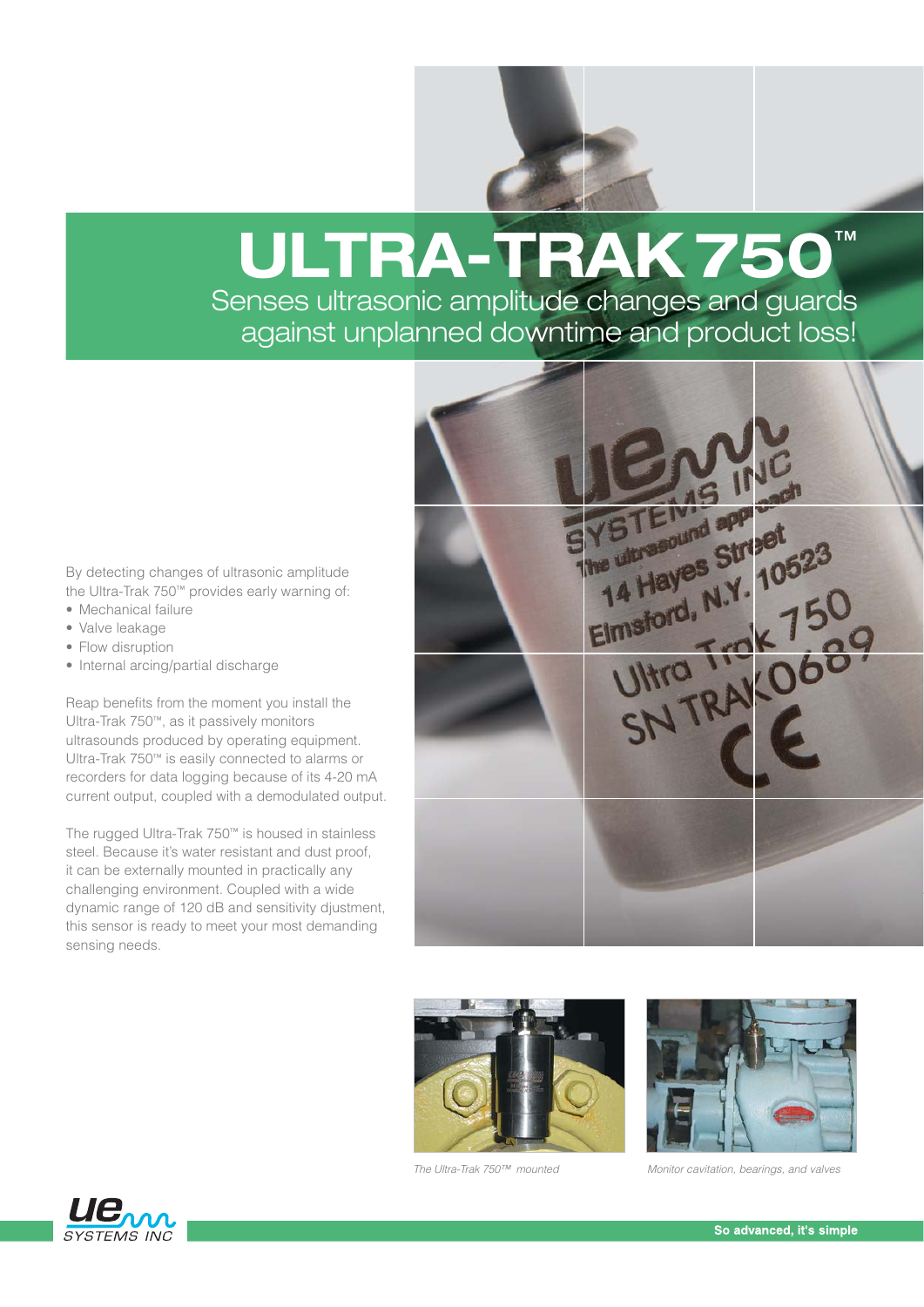# ULTRA-TRAK 750™

## Senses ultrasonic amplitude changes and guards against unplanned downtime and product loss!

By detecting changes of ultrasonic amplitude the Ultra-Trak 750™ provides early warning of:

- Mechanical failure
- Valve leakage
- Flow disruption
- Internal arcing/partial discharge

Reap benefits from the moment you install the Ultra-Trak 750™, as it passively monitors ultrasounds produced by operating equipment. Ultra-Trak 750™ is easily connected to alarms or recorders for data logging because of its 4-20 mA current output, coupled with a demodulated output.

The rugged Ultra-Trak 750™ is housed in stainless steel. Because it's water resistant and dust proof, it can be externally mounted in practically any challenging environment. Coupled with a wide dynamic range of 120 dB and sensitivity djustment, this sensor is ready to meet your most demanding sensing needs.

*The Ultra-Trak 750™ mounted*

*Monitor cavitation, bearings, and valves*

**So advanced, it's simple**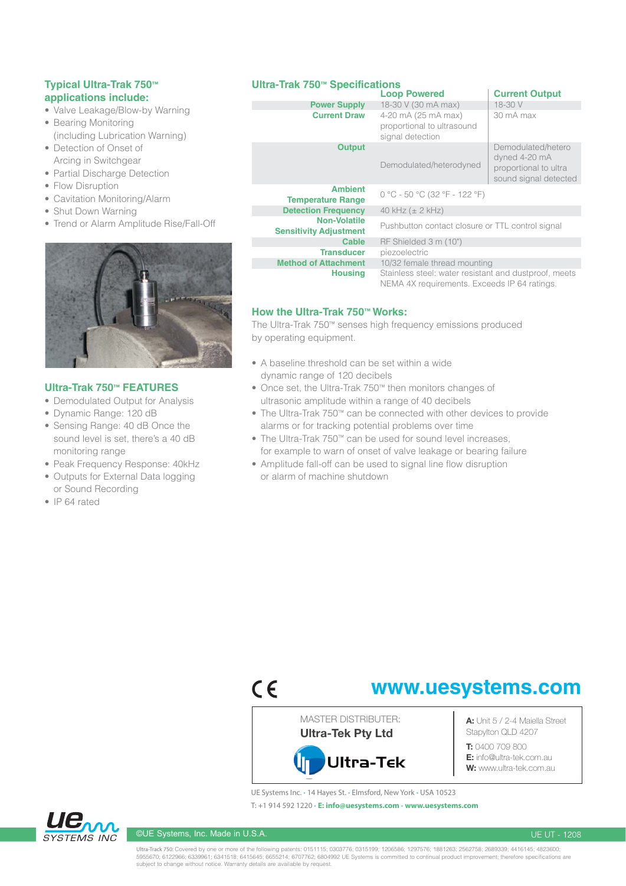## Typical Ultra-Trak 750™ applications include:

- Valve Leakage/Blow-by Warning
- Bearing Monitoring (including Lubrication Warning)
- Detection of Onset of Arcing in Switchgear
- Partial Discharge Detection
- Flow Disruption
- Cavitation Monitoring/Alarm
- Shut Down Warning
- Trend or Alarm Amplitude Rise/Fall-Off

## Ultra-Trak 750™ FEATURES

- Demodulated Output for Analysis
- Dynamic Range: 120 dB
- Sensing Range: 40 dB Once the sound level is set, there's a 40 dB monitoring range
- Peak Frequency Response: 40kHz
- Outputs for External Data logging or Sound Recording
- IP 64 rated

## Ultra-Trak 750™ Specifications

| | Loop Powered | Current Output |
|---|---|---|
| **Power Supply** | 18-30 V (30 mA max) | 18-30 V |
| **Current Draw** | 4-20 mA (25 mA max) proportional to ultrasound signal detection | 30 mA max |
| **Output** | Demodulated/heterodyned | Demodulated/heterodyned 4-20 mA proportional to ultra sound signal detected |
| **Ambient Temperature Range** | 0 °C - 50 °C (32 °F - 122 °F) | |
| **Detection Frequency** | 40 kHz (± 2 kHz) | |
| **Non-Volatile Sensitivity Adjustment** | Pushbutton contact closure or TTL control signal | |
| **Cable** | RF Shielded 3 m (10') | |
| **Transducer** | piezoelectric | |
| **Method of Attachment** | 10/32 female thread mounting | |
| **Housing** | Stainless steel: water resistant and dustproof, meets NEMA 4X requirements. Exceeds IP 64 ratings. | |

## How the Ultra-Trak 750™ Works:

The Ultra-Trak 750™ senses high frequency emissions produced by operating equipment.

- A baseline threshold can be set within a wide dynamic range of 120 decibels
- Once set, the Ultra-Trak 750™ then monitors changes of ultrasonic amplitude within a range of 40 decibels
- The Ultra-Trak 750™ can be connected with other devices to provide alarms or for tracking potential problems over time
- The Ultra-Trak 750™ can be used for sound level increases, for example to warn of onset of valve leakage or bearing failure
- Amplitude fall-off can be used to signal line flow disruption or alarm of machine shutdown

CE

**www.uesystems.com**

MASTER DISTRIBUTER:
**Ultra-Tek Pty Ltd**

Ultra-Tek

**A:** Unit 5 / 2-4 Maiella Street Stapylton QLD 4207
**T:** 0400 709 800
**E:** info@ultra-tek.com.au
**W:** www.ultra-tek.com.au

UE Systems Inc. • 14 Hayes St. • Elmsford, New York • USA 10523
T: +1 914 592 1220 • **E: info@uesystems.com** • **www.uesystems.com**

UE SYSTEMS INC

©UE Systems, Inc. Made in U.S.A.

UE UT - 1208

Ultra-Track 750: Covered by one or more of the following patents: 0151115; 0303776; 0315199; 1206586; 1297576; 1881263; 2562758; 2689339; 4416145; 4823600; 5955670; 6122966; 6339961; 6341518; 6415645; 6655214; 6707762; 6804992 UE Systems is committed to continual product improvement; therefore specifications are subject to change without notice. Warranty details are available by request.